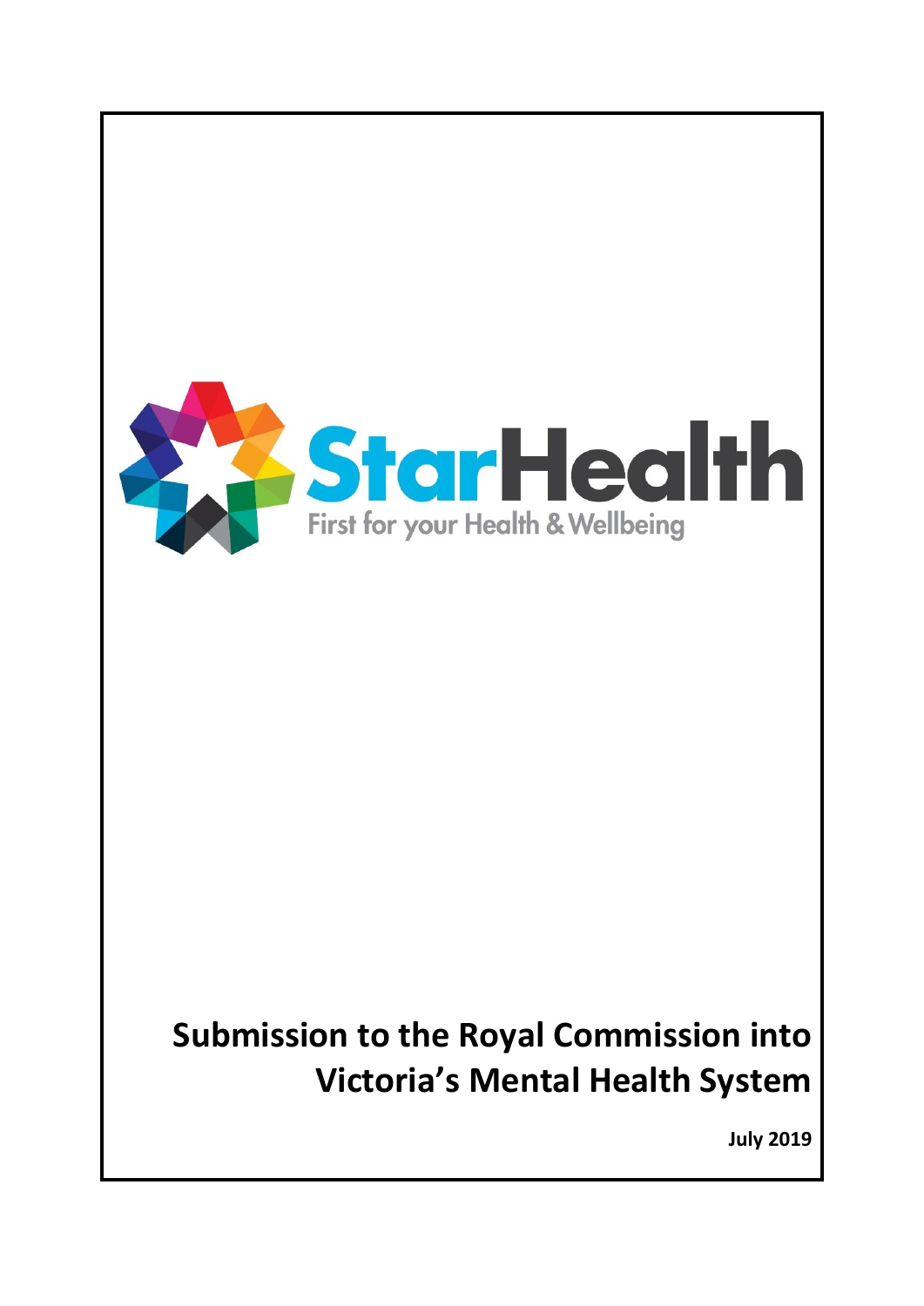StarHealth

First for your Health & Wellbeing

# Submission to the Royal Commission into Victoria's Mental Health System

**July 2019**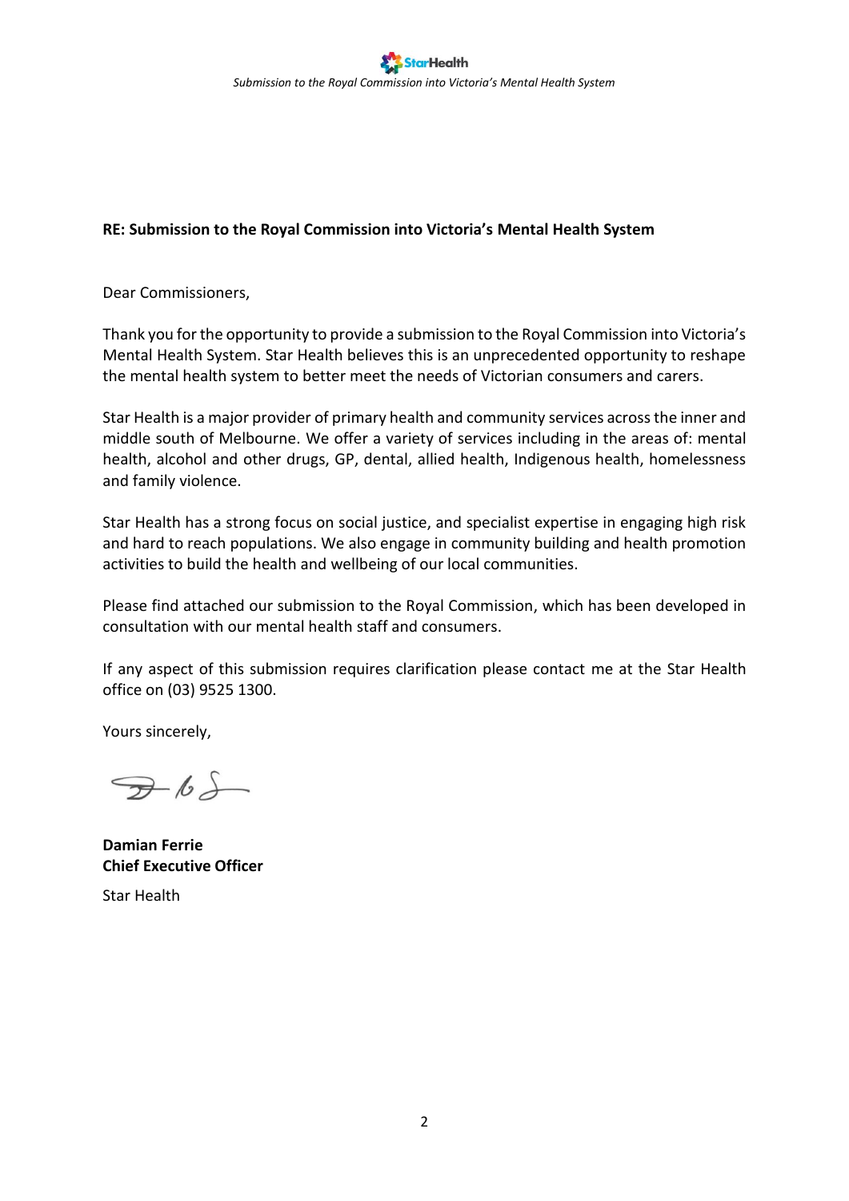**RE: Submission to the Royal Commission into Victoria's Mental Health System**

Dear Commissioners,

Thank you for the opportunity to provide a submission to the Royal Commission into Victoria's Mental Health System. Star Health believes this is an unprecedented opportunity to reshape the mental health system to better meet the needs of Victorian consumers and carers.

Star Health is a major provider of primary health and community services across the inner and middle south of Melbourne. We offer a variety of services including in the areas of: mental health, alcohol and other drugs, GP, dental, allied health, Indigenous health, homelessness and family violence.

Star Health has a strong focus on social justice, and specialist expertise in engaging high risk and hard to reach populations. We also engage in community building and health promotion activities to build the health and wellbeing of our local communities.

Please find attached our submission to the Royal Commission, which has been developed in consultation with our mental health staff and consumers.

If any aspect of this submission requires clarification please contact me at the Star Health office on (03) 9525 1300.

Yours sincerely,

**Damian Ferrie**
**Chief Executive Officer**

Star Health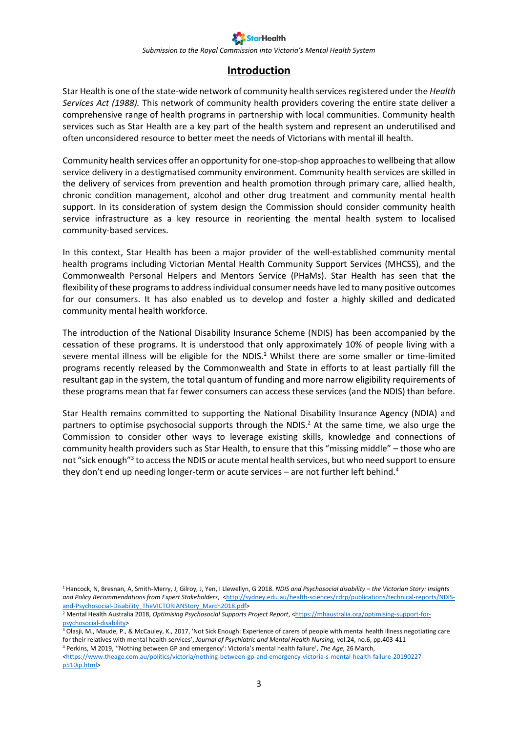## Introduction

Star Health is one of the state-wide network of community health services registered under the *Health Services Act (1988).* This network of community health providers covering the entire state deliver a comprehensive range of health programs in partnership with local communities. Community health services such as Star Health are a key part of the health system and represent an underutilised and often unconsidered resource to better meet the needs of Victorians with mental ill health.

Community health services offer an opportunity for one-stop-shop approaches to wellbeing that allow service delivery in a destigmatised community environment. Community health services are skilled in the delivery of services from prevention and health promotion through primary care, allied health, chronic condition management, alcohol and other drug treatment and community mental health support. In its consideration of system design the Commission should consider community health service infrastructure as a key resource in reorienting the mental health system to localised community-based services.

In this context, Star Health has been a major provider of the well-established community mental health programs including Victorian Mental Health Community Support Services (MHCSS), and the Commonwealth Personal Helpers and Mentors Service (PHaMs). Star Health has seen that the flexibility of these programs to address individual consumer needs have led to many positive outcomes for our consumers. It has also enabled us to develop and foster a highly skilled and dedicated community mental health workforce.

The introduction of the National Disability Insurance Scheme (NDIS) has been accompanied by the cessation of these programs. It is understood that only approximately 10% of people living with a severe mental illness will be eligible for the NDIS.[1] Whilst there are some smaller or time-limited programs recently released by the Commonwealth and State in efforts to at least partially fill the resultant gap in the system, the total quantum of funding and more narrow eligibility requirements of these programs mean that far fewer consumers can access these services (and the NDIS) than before.

Star Health remains committed to supporting the National Disability Insurance Agency (NDIA) and partners to optimise psychosocial supports through the NDIS.[2] At the same time, we also urge the Commission to consider other ways to leverage existing skills, knowledge and connections of community health providers such as Star Health, to ensure that this "missing middle" – those who are not "sick enough"[3] to access the NDIS or acute mental health services, but who need support to ensure they don't end up needing longer-term or acute services – are not further left behind.[4]

---

[1] Hancock, N, Bresnan, A, Smith-Merry, J, Gilroy, J, Yen, I Llewellyn, G 2018. *NDIS and Psychosocial disability – the Victorian Story: Insights and Policy Recommendations from Expert Stakeholders*, <http://sydney.edu.au/health-sciences/cdrp/publications/technical-reports/NDIS-and-Psychosocial-Disability_TheVICTORIANStory_March2018.pdf>

[2] Mental Health Australia 2018, *Optimising Psychosocial Supports Project Report*, <https://mhaustralia.org/optimising-support-for-psychosocial-disability>

[3] Olasji, M., Maude, P., & McCauley, K., 2017, 'Not Sick Enough: Experience of carers of people with mental health illness negotiating care for their relatives with mental health services', *Journal of Psychiatric and Mental Health Nursing,* vol.24, no.6, pp.403-411

[4] Perkins, M 2019, ''Nothing between GP and emergency': Victoria's mental health failure', *The Age*, 26 March, <https://www.theage.com.au/politics/victoria/nothing-between-gp-and-emergency-victoria-s-mental-health-failure-20190227-p510ip.html>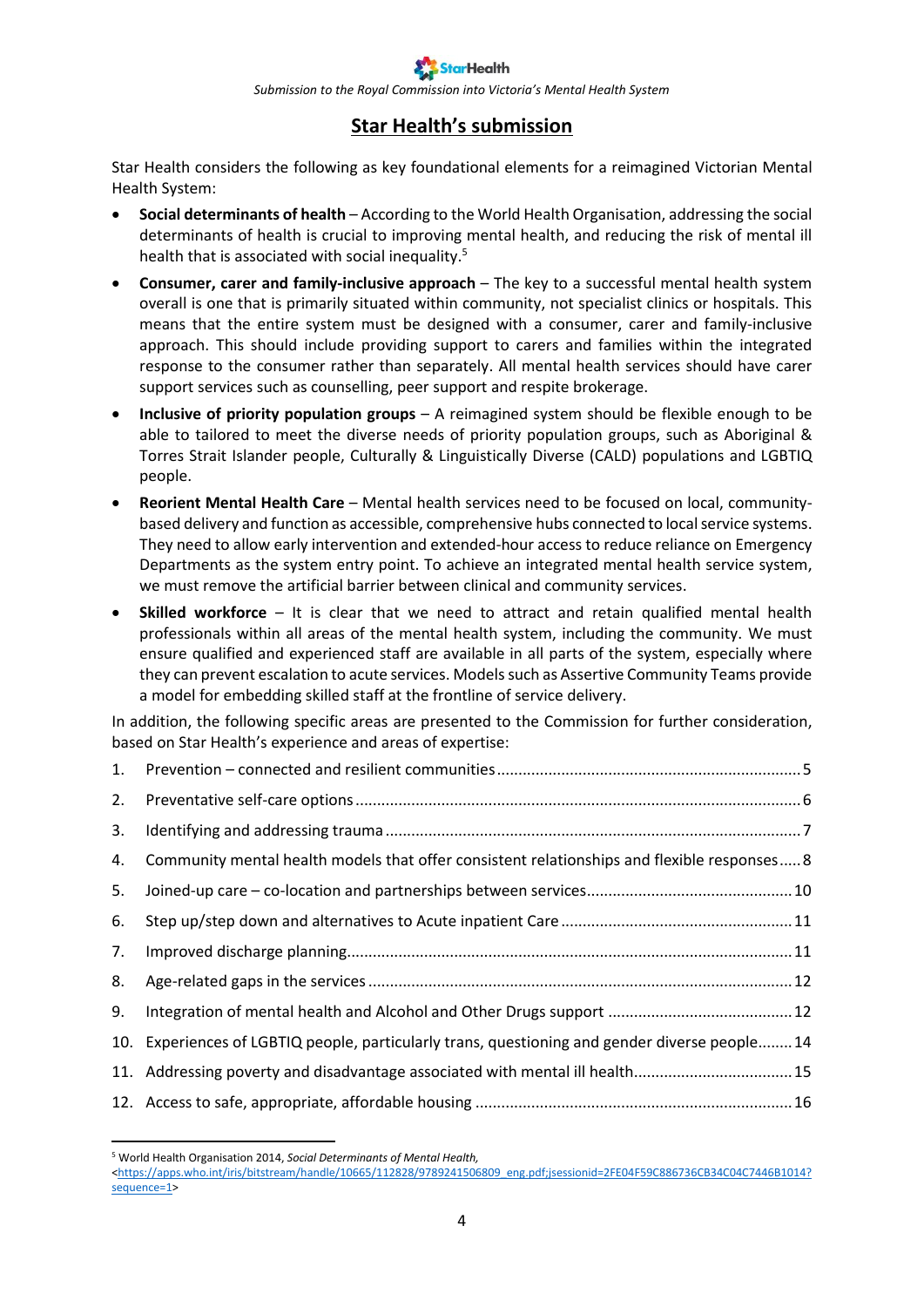# Star Health's submission

Star Health considers the following as key foundational elements for a reimagined Victorian Mental Health System:

- **Social determinants of health** – According to the World Health Organisation, addressing the social determinants of health is crucial to improving mental health, and reducing the risk of mental ill health that is associated with social inequality.[5]
- **Consumer, carer and family-inclusive approach** – The key to a successful mental health system overall is one that is primarily situated within community, not specialist clinics or hospitals. This means that the entire system must be designed with a consumer, carer and family-inclusive approach. This should include providing support to carers and families within the integrated response to the consumer rather than separately. All mental health services should have carer support services such as counselling, peer support and respite brokerage.
- **Inclusive of priority population groups** – A reimagined system should be flexible enough to be able to tailored to meet the diverse needs of priority population groups, such as Aboriginal & Torres Strait Islander people, Culturally & Linguistically Diverse (CALD) populations and LGBTIQ people.
- **Reorient Mental Health Care** – Mental health services need to be focused on local, community-based delivery and function as accessible, comprehensive hubs connected to local service systems. They need to allow early intervention and extended-hour access to reduce reliance on Emergency Departments as the system entry point. To achieve an integrated mental health service system, we must remove the artificial barrier between clinical and community services.
- **Skilled workforce** – It is clear that we need to attract and retain qualified mental health professionals within all areas of the mental health system, including the community. We must ensure qualified and experienced staff are available in all parts of the system, especially where they can prevent escalation to acute services. Models such as Assertive Community Teams provide a model for embedding skilled staff at the frontline of service delivery.

In addition, the following specific areas are presented to the Commission for further consideration, based on Star Health's experience and areas of expertise:

1. Prevention – connected and resilient communities ... 5
2. Preventative self-care options ... 6
3. Identifying and addressing trauma ... 7
4. Community mental health models that offer consistent relationships and flexible responses ... 8
5. Joined-up care – co-location and partnerships between services ... 10
6. Step up/step down and alternatives to Acute inpatient Care ... 11
7. Improved discharge planning ... 11
8. Age-related gaps in the services ... 12
9. Integration of mental health and Alcohol and Other Drugs support ... 12
10. Experiences of LGBTIQ people, particularly trans, questioning and gender diverse people ... 14
11. Addressing poverty and disadvantage associated with mental ill health ... 15
12. Access to safe, appropriate, affordable housing ... 16

---

[5] World Health Organisation 2014, *Social Determinants of Mental Health,* <https://apps.who.int/iris/bitstream/handle/10665/112828/9789241506809_eng.pdf;jsessionid=2FE04F59C886736CB34C04C7446B1014?sequence=1>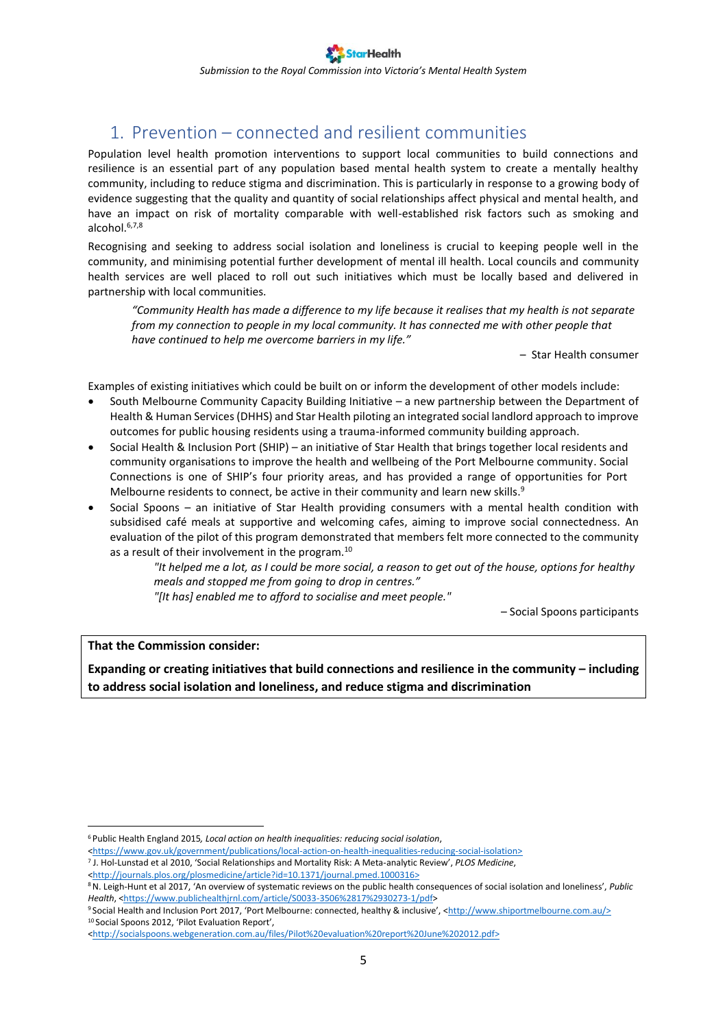## 1. Prevention – connected and resilient communities

Population level health promotion interventions to support local communities to build connections and resilience is an essential part of any population based mental health system to create a mentally healthy community, including to reduce stigma and discrimination. This is particularly in response to a growing body of evidence suggesting that the quality and quantity of social relationships affect physical and mental health, and have an impact on risk of mortality comparable with well-established risk factors such as smoking and alcohol.[6,7,8]

Recognising and seeking to address social isolation and loneliness is crucial to keeping people well in the community, and minimising potential further development of mental ill health. Local councils and community health services are well placed to roll out such initiatives which must be locally based and delivered in partnership with local communities.

> *"Community Health has made a difference to my life because it realises that my health is not separate from my connection to people in my local community. It has connected me with other people that have continued to help me overcome barriers in my life."*
>
> – Star Health consumer

Examples of existing initiatives which could be built on or inform the development of other models include:

- South Melbourne Community Capacity Building Initiative – a new partnership between the Department of Health & Human Services (DHHS) and Star Health piloting an integrated social landlord approach to improve outcomes for public housing residents using a trauma-informed community building approach.
- Social Health & Inclusion Port (SHIP) – an initiative of Star Health that brings together local residents and community organisations to improve the health and wellbeing of the Port Melbourne community. Social Connections is one of SHIP's four priority areas, and has provided a range of opportunities for Port Melbourne residents to connect, be active in their community and learn new skills.[9]
- Social Spoons – an initiative of Star Health providing consumers with a mental health condition with subsidised café meals at supportive and welcoming cafes, aiming to improve social connectedness. An evaluation of the pilot of this program demonstrated that members felt more connected to the community as a result of their involvement in the program.[10]

  > *"It helped me a lot, as I could be more social, a reason to get out of the house, options for healthy meals and stopped me from going to drop in centres."*
  >
  > *"[It has] enabled me to afford to socialise and meet people."*
  >
  > – Social Spoons participants

**That the Commission consider:**

**Expanding or creating initiatives that build connections and resilience in the community – including to address social isolation and loneliness, and reduce stigma and discrimination**

---

[6] Public Health England 2015, *Local action on health inequalities: reducing social isolation*, <https://www.gov.uk/government/publications/local-action-on-health-inequalities-reducing-social-isolation>

[7] J. Hol-Lunstad et al 2010, 'Social Relationships and Mortality Risk: A Meta-analytic Review', *PLOS Medicine*, <http://journals.plos.org/plosmedicine/article?id=10.1371/journal.pmed.1000316>

[8] N. Leigh-Hunt et al 2017, 'An overview of systematic reviews on the public health consequences of social isolation and loneliness', *Public Health*, <https://www.publichealthjrnl.com/article/S0033-3506%2817%2930273-1/pdf>

[9] Social Health and Inclusion Port 2017, 'Port Melbourne: connected, healthy & inclusive', <http://www.shipportmelbourne.com.au/>

[10] Social Spoons 2012, 'Pilot Evaluation Report', <http://socialspoons.webgeneration.com.au/files/Pilot%20evaluation%20report%20June%202012.pdf>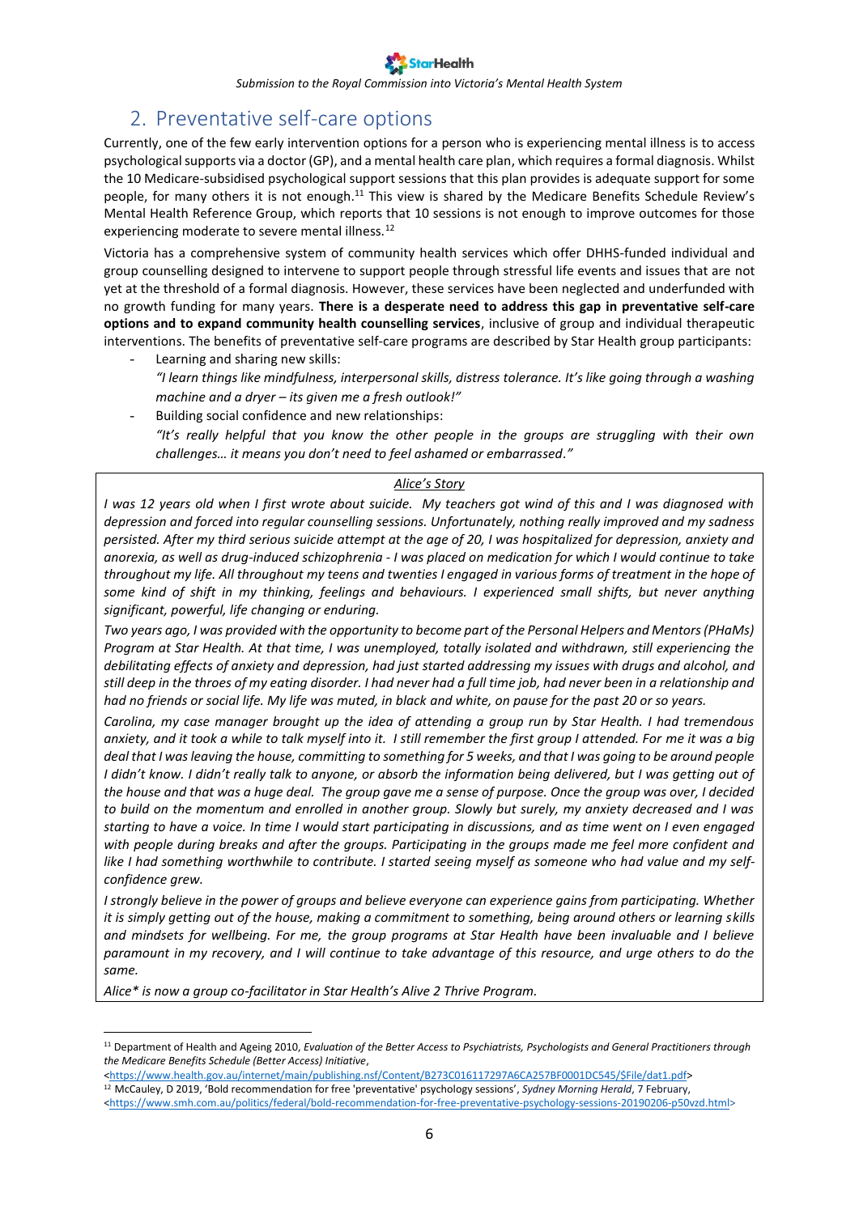## 2. Preventative self-care options

Currently, one of the few early intervention options for a person who is experiencing mental illness is to access psychological supports via a doctor (GP), and a mental health care plan, which requires a formal diagnosis. Whilst the 10 Medicare-subsidised psychological support sessions that this plan provides is adequate support for some people, for many others it is not enough.[11] This view is shared by the Medicare Benefits Schedule Review's Mental Health Reference Group, which reports that 10 sessions is not enough to improve outcomes for those experiencing moderate to severe mental illness.[12]

Victoria has a comprehensive system of community health services which offer DHHS-funded individual and group counselling designed to intervene to support people through stressful life events and issues that are not yet at the threshold of a formal diagnosis. However, these services have been neglected and underfunded with no growth funding for many years. **There is a desperate need to address this gap in preventative self-care options and to expand community health counselling services**, inclusive of group and individual therapeutic interventions. The benefits of preventative self-care programs are described by Star Health group participants:

- Learning and sharing new skills:
  *"I learn things like mindfulness, interpersonal skills, distress tolerance. It's like going through a washing machine and a dryer – its given me a fresh outlook!"*
- Building social confidence and new relationships:
  *"It's really helpful that you know the other people in the groups are struggling with their own challenges… it means you don't need to feel ashamed or embarrassed."*

---

*Alice's Story*

*I was 12 years old when I first wrote about suicide. My teachers got wind of this and I was diagnosed with depression and forced into regular counselling sessions. Unfortunately, nothing really improved and my sadness persisted. After my third serious suicide attempt at the age of 20, I was hospitalized for depression, anxiety and anorexia, as well as drug-induced schizophrenia - I was placed on medication for which I would continue to take throughout my life. All throughout my teens and twenties I engaged in various forms of treatment in the hope of some kind of shift in my thinking, feelings and behaviours. I experienced small shifts, but never anything significant, powerful, life changing or enduring.*

*Two years ago, I was provided with the opportunity to become part of the Personal Helpers and Mentors (PHaMs) Program at Star Health. At that time, I was unemployed, totally isolated and withdrawn, still experiencing the debilitating effects of anxiety and depression, had just started addressing my issues with drugs and alcohol, and still deep in the throes of my eating disorder. I had never had a full time job, had never been in a relationship and had no friends or social life. My life was muted, in black and white, on pause for the past 20 or so years.*

*Carolina, my case manager brought up the idea of attending a group run by Star Health. I had tremendous anxiety, and it took a while to talk myself into it. I still remember the first group I attended. For me it was a big deal that I was leaving the house, committing to something for 5 weeks, and that I was going to be around people I didn't know. I didn't really talk to anyone, or absorb the information being delivered, but I was getting out of the house and that was a huge deal. The group gave me a sense of purpose. Once the group was over, I decided to build on the momentum and enrolled in another group. Slowly but surely, my anxiety decreased and I was starting to have a voice. In time I would start participating in discussions, and as time went on I even engaged with people during breaks and after the groups. Participating in the groups made me feel more confident and like I had something worthwhile to contribute. I started seeing myself as someone who had value and my self-confidence grew.*

*I strongly believe in the power of groups and believe everyone can experience gains from participating. Whether it is simply getting out of the house, making a commitment to something, being around others or learning skills and mindsets for wellbeing. For me, the group programs at Star Health have been invaluable and I believe paramount in my recovery, and I will continue to take advantage of this resource, and urge others to do the same.*

*Alice* is now a group co-facilitator in Star Health's Alive 2 Thrive Program.*

---

[11] Department of Health and Ageing 2010, *Evaluation of the Better Access to Psychiatrists, Psychologists and General Practitioners through the Medicare Benefits Schedule (Better Access) Initiative*, <https://www.health.gov.au/internet/main/publishing.nsf/Content/B273C016117297A6CA257BF0001DC545/$File/dat1.pdf>

[12] McCauley, D 2019, 'Bold recommendation for free 'preventative' psychology sessions', *Sydney Morning Herald*, 7 February, <https://www.smh.com.au/politics/federal/bold-recommendation-for-free-preventative-psychology-sessions-20190206-p50vzd.html>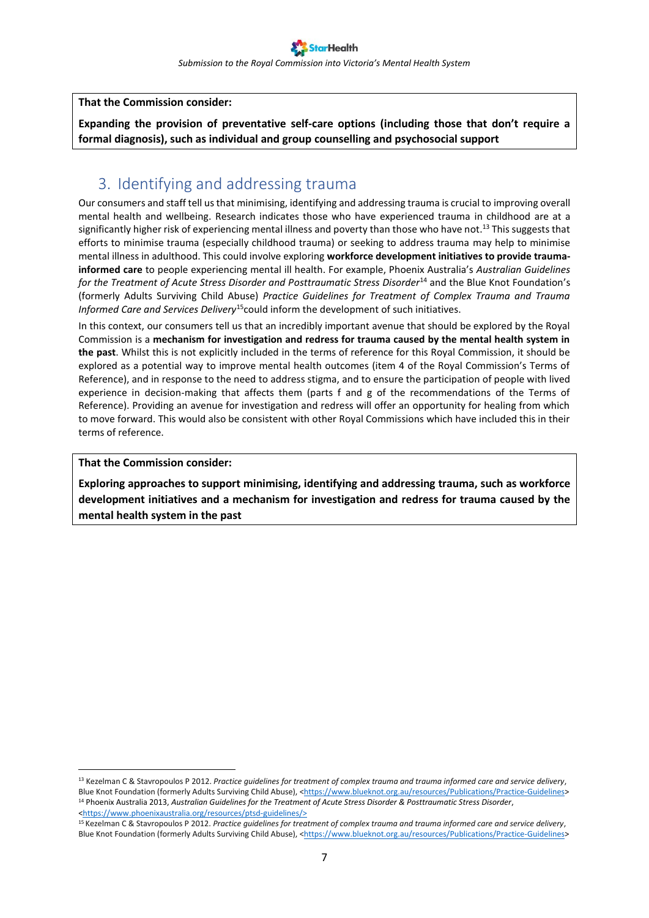**That the Commission consider:**

**Expanding the provision of preventative self-care options (including those that don't require a formal diagnosis), such as individual and group counselling and psychosocial support**

## 3. Identifying and addressing trauma

Our consumers and staff tell us that minimising, identifying and addressing trauma is crucial to improving overall mental health and wellbeing. Research indicates those who have experienced trauma in childhood are at a significantly higher risk of experiencing mental illness and poverty than those who have not.[13] This suggests that efforts to minimise trauma (especially childhood trauma) or seeking to address trauma may help to minimise mental illness in adulthood. This could involve exploring **workforce development initiatives to provide trauma-informed care** to people experiencing mental ill health. For example, Phoenix Australia's *Australian Guidelines for the Treatment of Acute Stress Disorder and Posttraumatic Stress Disorder*[14] and the Blue Knot Foundation's (formerly Adults Surviving Child Abuse) *Practice Guidelines for Treatment of Complex Trauma and Trauma Informed Care and Services Delivery*[15] could inform the development of such initiatives.

In this context, our consumers tell us that an incredibly important avenue that should be explored by the Royal Commission is a **mechanism for investigation and redress for trauma caused by the mental health system in the past**. Whilst this is not explicitly included in the terms of reference for this Royal Commission, it should be explored as a potential way to improve mental health outcomes (item 4 of the Royal Commission's Terms of Reference), and in response to the need to address stigma, and to ensure the participation of people with lived experience in decision-making that affects them (parts f and g of the recommendations of the Terms of Reference). Providing an avenue for investigation and redress will offer an opportunity for healing from which to move forward. This would also be consistent with other Royal Commissions which have included this in their terms of reference.

**That the Commission consider:**

**Exploring approaches to support minimising, identifying and addressing trauma, such as workforce development initiatives and a mechanism for investigation and redress for trauma caused by the mental health system in the past**

---

[13] Kezelman C & Stavropoulos P 2012. *Practice guidelines for treatment of complex trauma and trauma informed care and service delivery*, Blue Knot Foundation (formerly Adults Surviving Child Abuse), <https://www.blueknot.org.au/resources/Publications/Practice-Guidelines>

[14] Phoenix Australia 2013, *Australian Guidelines for the Treatment of Acute Stress Disorder & Posttraumatic Stress Disorder*, <https://www.phoenixaustralia.org/resources/ptsd-guidelines/>

[15] Kezelman C & Stavropoulos P 2012. *Practice guidelines for treatment of complex trauma and trauma informed care and service delivery*, Blue Knot Foundation (formerly Adults Surviving Child Abuse), <https://www.blueknot.org.au/resources/Publications/Practice-Guidelines>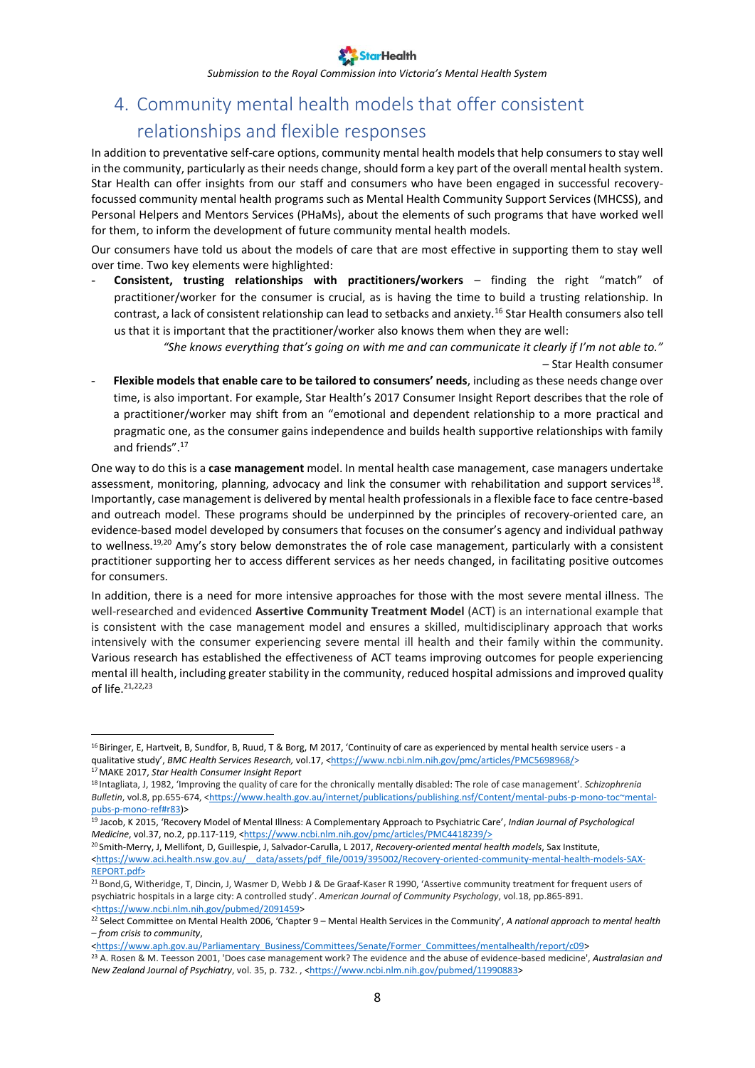## 4. Community mental health models that offer consistent relationships and flexible responses

In addition to preventative self-care options, community mental health models that help consumers to stay well in the community, particularly as their needs change, should form a key part of the overall mental health system. Star Health can offer insights from our staff and consumers who have been engaged in successful recovery-focussed community mental health programs such as Mental Health Community Support Services (MHCSS), and Personal Helpers and Mentors Services (PHaMs), about the elements of such programs that have worked well for them, to inform the development of future community mental health models.

Our consumers have told us about the models of care that are most effective in supporting them to stay well over time. Two key elements were highlighted:

- **Consistent, trusting relationships with practitioners/workers** – finding the right "match" of practitioner/worker for the consumer is crucial, as is having the time to build a trusting relationship. In contrast, a lack of consistent relationship can lead to setbacks and anxiety.[16] Star Health consumers also tell us that it is important that the practitioner/worker also knows them when they are well:

  *"She knows everything that's going on with me and can communicate it clearly if I'm not able to."*
  
  – Star Health consumer

- **Flexible models that enable care to be tailored to consumers' needs**, including as these needs change over time, is also important. For example, Star Health's 2017 Consumer Insight Report describes that the role of a practitioner/worker may shift from an "emotional and dependent relationship to a more practical and pragmatic one, as the consumer gains independence and builds health supportive relationships with family and friends".[17]

One way to do this is a **case management** model. In mental health case management, case managers undertake assessment, monitoring, planning, advocacy and link the consumer with rehabilitation and support services[18]. Importantly, case management is delivered by mental health professionals in a flexible face to face centre-based and outreach model. These programs should be underpinned by the principles of recovery-oriented care, an evidence-based model developed by consumers that focuses on the consumer's agency and individual pathway to wellness.[19,20] Amy's story below demonstrates the of role case management, particularly with a consistent practitioner supporting her to access different services as her needs changed, in facilitating positive outcomes for consumers.

In addition, there is a need for more intensive approaches for those with the most severe mental illness. The well-researched and evidenced **Assertive Community Treatment Model** (ACT) is an international example that is consistent with the case management model and ensures a skilled, multidisciplinary approach that works intensively with the consumer experiencing severe mental ill health and their family within the community. Various research has established the effectiveness of ACT teams improving outcomes for people experiencing mental ill health, including greater stability in the community, reduced hospital admissions and improved quality of life.[21,22,23]

---

[16] Biringer, E, Hartveit, B, Sundfor, B, Ruud, T & Borg, M 2017, 'Continuity of care as experienced by mental health service users - a qualitative study', *BMC Health Services Research,* vol.17, <https://www.ncbi.nlm.nih.gov/pmc/articles/PMC5698968/>

[17] MAKE 2017, *Star Health Consumer Insight Report*

[18] Intagliata, J, 1982, 'Improving the quality of care for the chronically mentally disabled: The role of case management'. *Schizophrenia Bulletin*, vol.8, pp.655-674, <https://www.health.gov.au/internet/publications/publishing.nsf/Content/mental-pubs-p-mono-toc~mental-pubs-p-mono-ref#r83)>

[19] Jacob, K 2015, 'Recovery Model of Mental Illness: A Complementary Approach to Psychiatric Care', *Indian Journal of Psychological Medicine*, vol.37, no.2, pp.117-119, <https://www.ncbi.nlm.nih.gov/pmc/articles/PMC4418239/>

[20] Smith-Merry, J, Mellifont, D, Guillespie, J, Salvador-Carulla, L 2017, *Recovery-oriented mental health models*, Sax Institute, <https://www.aci.health.nsw.gov.au/__data/assets/pdf_file/0019/395002/Recovery-oriented-community-mental-health-models-SAX-REPORT.pdf>

[21] Bond,G, Witheridge, T, Dincin, J, Wasmer D, Webb J & De Graaf-Kaser R 1990, 'Assertive community treatment for frequent users of psychiatric hospitals in a large city: A controlled study'. *American Journal of Community Psychology*, vol.18, pp.865-891. <https://www.ncbi.nlm.nih.gov/pubmed/2091459>

[22] Select Committee on Mental Health 2006, 'Chapter 9 – Mental Health Services in the Community', *A national approach to mental health – from crisis to community*, <https://www.aph.gov.au/Parliamentary_Business/Committees/Senate/Former_Committees/mentalhealth/report/c09>

[23] A. Rosen & M. Teesson 2001, 'Does case management work? The evidence and the abuse of evidence-based medicine', *Australasian and New Zealand Journal of Psychiatry*, vol. 35, p. 732. , <https://www.ncbi.nlm.nih.gov/pubmed/11990883>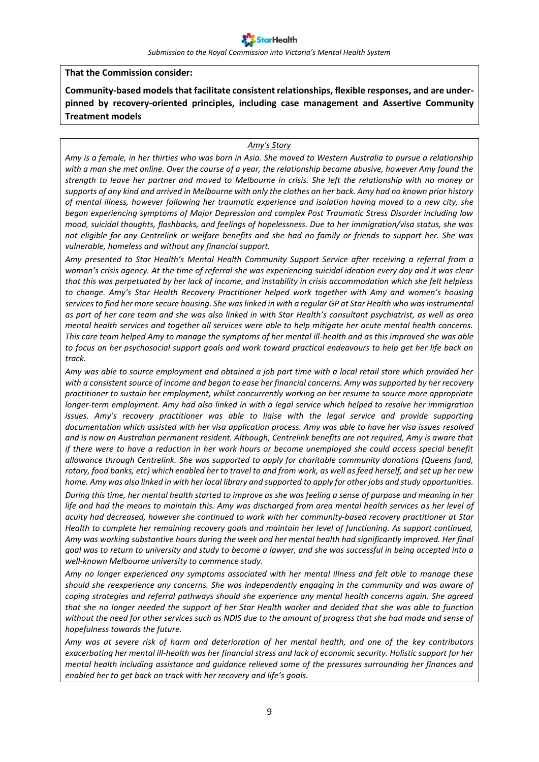**That the Commission consider:**

**Community-based models that facilitate consistent relationships, flexible responses, and are under-pinned by recovery-oriented principles, including case management and Assertive Community Treatment models**

*Amy's Story*

*Amy is a female, in her thirties who was born in Asia. She moved to Western Australia to pursue a relationship with a man she met online. Over the course of a year, the relationship became abusive, however Amy found the strength to leave her partner and moved to Melbourne in crisis. She left the relationship with no money or supports of any kind and arrived in Melbourne with only the clothes on her back. Amy had no known prior history of mental illness, however following her traumatic experience and isolation having moved to a new city, she began experiencing symptoms of Major Depression and complex Post Traumatic Stress Disorder including low mood, suicidal thoughts, flashbacks, and feelings of hopelessness. Due to her immigration/visa status, she was not eligible for any Centrelink or welfare benefits and she had no family or friends to support her. She was vulnerable, homeless and without any financial support.*

*Amy presented to Star Health's Mental Health Community Support Service after receiving a referral from a woman's crisis agency. At the time of referral she was experiencing suicidal ideation every day and it was clear that this was perpetuated by her lack of income, and instability in crisis accommodation which she felt helpless to change. Amy's Star Health Recovery Practitioner helped work together with Amy and women's housing services to find her more secure housing. She was linked in with a regular GP at Star Health who was instrumental as part of her care team and she was also linked in with Star Health's consultant psychiatrist, as well as area mental health services and together all services were able to help mitigate her acute mental health concerns. This care team helped Amy to manage the symptoms of her mental ill-health and as this improved she was able to focus on her psychosocial support goals and work toward practical endeavours to help get her life back on track.*

*Amy was able to source employment and obtained a job part time with a local retail store which provided her with a consistent source of income and began to ease her financial concerns. Amy was supported by her recovery practitioner to sustain her employment, whilst concurrently working on her resume to source more appropriate longer-term employment. Amy had also linked in with a legal service which helped to resolve her immigration issues. Amy's recovery practitioner was able to liaise with the legal service and provide supporting documentation which assisted with her visa application process. Amy was able to have her visa issues resolved and is now an Australian permanent resident. Although, Centrelink benefits are not required, Amy is aware that if there were to have a reduction in her work hours or become unemployed she could access special benefit allowance through Centrelink. She was supported to apply for charitable community donations (Queens fund, rotary, food banks, etc) which enabled her to travel to and from work, as well as feed herself, and set up her new home. Amy was also linked in with her local library and supported to apply for other jobs and study opportunities.*

*During this time, her mental health started to improve as she was feeling a sense of purpose and meaning in her life and had the means to maintain this. Amy was discharged from area mental health services as her level of acuity had decreased, however she continued to work with her community-based recovery practitioner at Star Health to complete her remaining recovery goals and maintain her level of functioning. As support continued, Amy was working substantive hours during the week and her mental health had significantly improved. Her final goal was to return to university and study to become a lawyer, and she was successful in being accepted into a well-known Melbourne university to commence study.*

*Amy no longer experienced any symptoms associated with her mental illness and felt able to manage these should she reexperience any concerns. She was independently engaging in the community and was aware of coping strategies and referral pathways should she experience any mental health concerns again. She agreed that she no longer needed the support of her Star Health worker and decided that she was able to function without the need for other services such as NDIS due to the amount of progress that she had made and sense of hopefulness towards the future.*

*Amy was at severe risk of harm and deterioration of her mental health, and one of the key contributors exacerbating her mental ill-health was her financial stress and lack of economic security. Holistic support for her mental health including assistance and guidance relieved some of the pressures surrounding her finances and enabled her to get back on track with her recovery and life's goals.*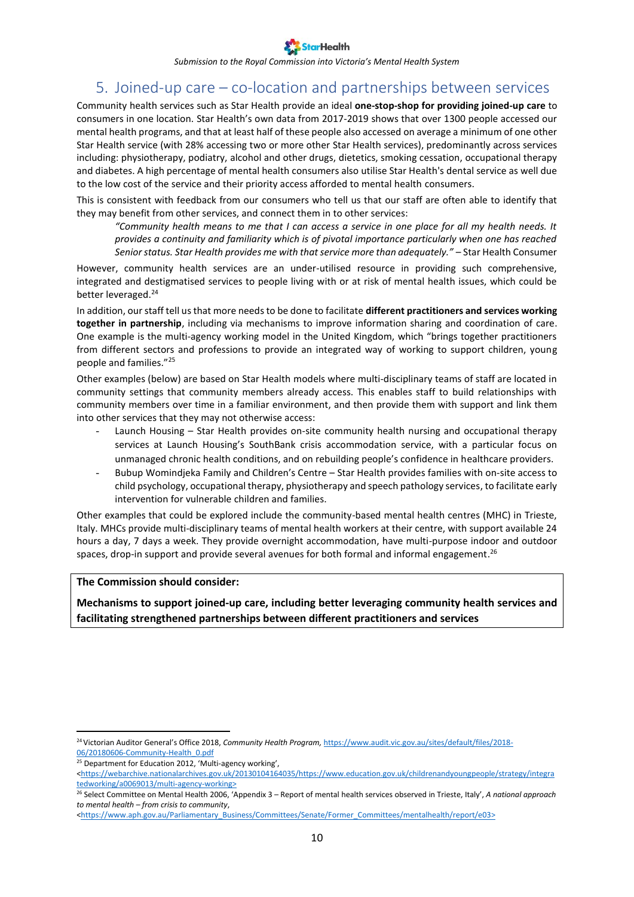## 5. Joined-up care – co-location and partnerships between services

Community health services such as Star Health provide an ideal **one-stop-shop for providing joined-up care** to consumers in one location. Star Health's own data from 2017-2019 shows that over 1300 people accessed our mental health programs, and that at least half of these people also accessed on average a minimum of one other Star Health service (with 28% accessing two or more other Star Health services), predominantly across services including: physiotherapy, podiatry, alcohol and other drugs, dietetics, smoking cessation, occupational therapy and diabetes. A high percentage of mental health consumers also utilise Star Health's dental service as well due to the low cost of the service and their priority access afforded to mental health consumers.

This is consistent with feedback from our consumers who tell us that our staff are often able to identify that they may benefit from other services, and connect them in to other services:

> *"Community health means to me that I can access a service in one place for all my health needs. It provides a continuity and familiarity which is of pivotal importance particularly when one has reached Senior status. Star Health provides me with that service more than adequately."* – Star Health Consumer

However, community health services are an under-utilised resource in providing such comprehensive, integrated and destigmatised services to people living with or at risk of mental health issues, which could be better leveraged.[24]

In addition, our staff tell us that more needs to be done to facilitate **different practitioners and services working together in partnership**, including via mechanisms to improve information sharing and coordination of care. One example is the multi-agency working model in the United Kingdom, which "brings together practitioners from different sectors and professions to provide an integrated way of working to support children, young people and families."[25]

Other examples (below) are based on Star Health models where multi-disciplinary teams of staff are located in community settings that community members already access. This enables staff to build relationships with community members over time in a familiar environment, and then provide them with support and link them into other services that they may not otherwise access:

- Launch Housing – Star Health provides on-site community health nursing and occupational therapy services at Launch Housing's SouthBank crisis accommodation service, with a particular focus on unmanaged chronic health conditions, and on rebuilding people's confidence in healthcare providers.
- Bubup Womindjeka Family and Children's Centre – Star Health provides families with on-site access to child psychology, occupational therapy, physiotherapy and speech pathology services, to facilitate early intervention for vulnerable children and families.

Other examples that could be explored include the community-based mental health centres (MHC) in Trieste, Italy. MHCs provide multi-disciplinary teams of mental health workers at their centre, with support available 24 hours a day, 7 days a week. They provide overnight accommodation, have multi-purpose indoor and outdoor spaces, drop-in support and provide several avenues for both formal and informal engagement.[26]

**The Commission should consider:**

**Mechanisms to support joined-up care, including better leveraging community health services and facilitating strengthened partnerships between different practitioners and services**

---

[24] Victorian Auditor General's Office 2018, *Community Health Program,* https://www.audit.vic.gov.au/sites/default/files/2018-06/20180606-Community-Health_0.pdf

[25] Department for Education 2012, 'Multi-agency working', <https://webarchive.nationalarchives.gov.uk/20130104164035/https://www.education.gov.uk/childrenandyoungpeople/strategy/integratedworking/a0069013/multi-agency-working>

[26] Select Committee on Mental Health 2006, 'Appendix 3 – Report of mental health services observed in Trieste, Italy', *A national approach to mental health – from crisis to community*, <https://www.aph.gov.au/Parliamentary_Business/Committees/Senate/Former_Committees/mentalhealth/report/e03>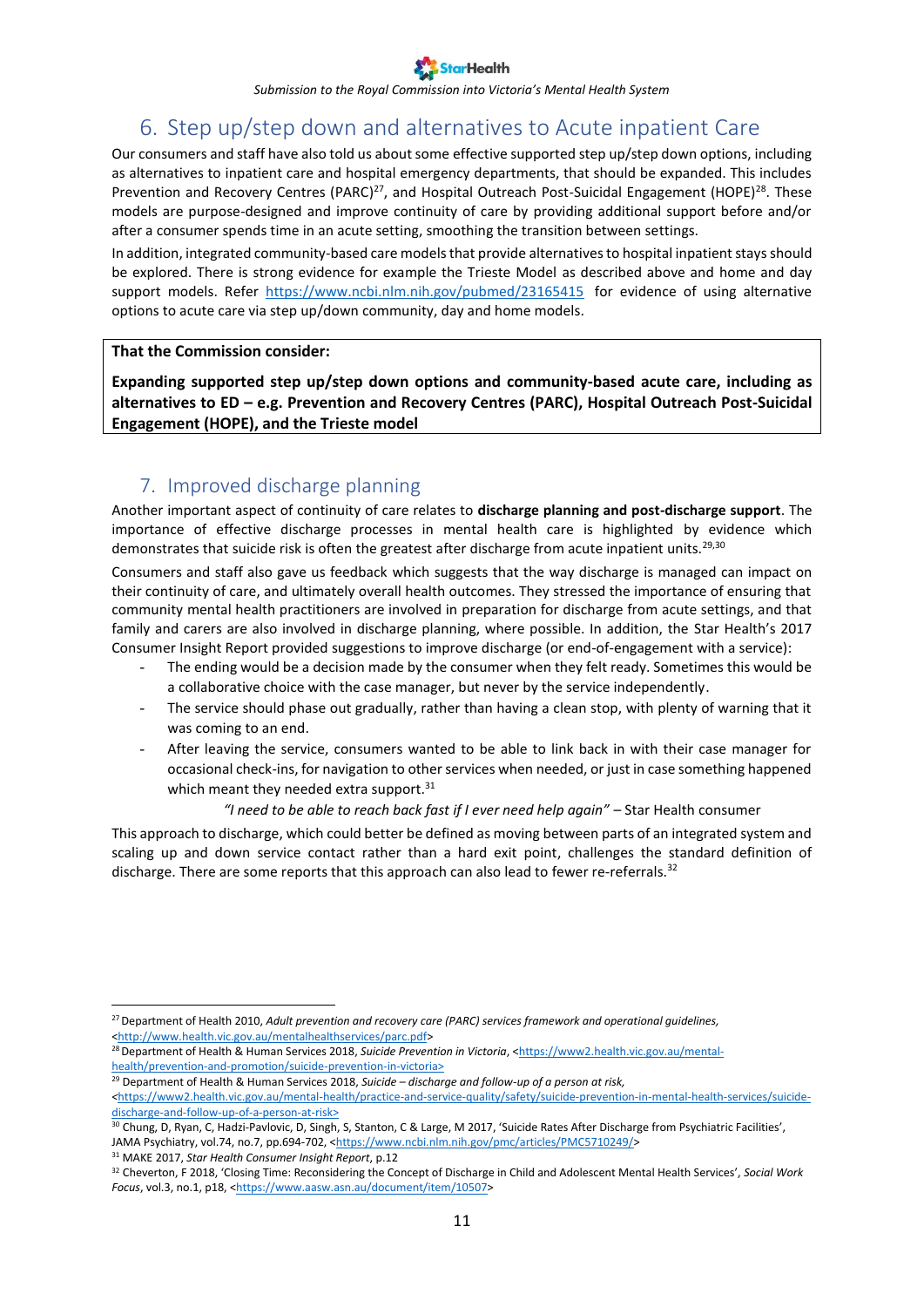## 6. Step up/step down and alternatives to Acute inpatient Care

Our consumers and staff have also told us about some effective supported step up/step down options, including as alternatives to inpatient care and hospital emergency departments, that should be expanded. This includes Prevention and Recovery Centres (PARC)[27], and Hospital Outreach Post-Suicidal Engagement (HOPE)[28]. These models are purpose-designed and improve continuity of care by providing additional support before and/or after a consumer spends time in an acute setting, smoothing the transition between settings.

In addition, integrated community-based care models that provide alternatives to hospital inpatient stays should be explored. There is strong evidence for example the Trieste Model as described above and home and day support models. Refer https://www.ncbi.nlm.nih.gov/pubmed/23165415 for evidence of using alternative options to acute care via step up/down community, day and home models.

> **That the Commission consider:**
>
> **Expanding supported step up/step down options and community-based acute care, including as alternatives to ED – e.g. Prevention and Recovery Centres (PARC), Hospital Outreach Post-Suicidal Engagement (HOPE), and the Trieste model**

## 7. Improved discharge planning

Another important aspect of continuity of care relates to **discharge planning and post-discharge support**. The importance of effective discharge processes in mental health care is highlighted by evidence which demonstrates that suicide risk is often the greatest after discharge from acute inpatient units.[29,30]

Consumers and staff also gave us feedback which suggests that the way discharge is managed can impact on their continuity of care, and ultimately overall health outcomes. They stressed the importance of ensuring that community mental health practitioners are involved in preparation for discharge from acute settings, and that family and carers are also involved in discharge planning, where possible. In addition, the Star Health's 2017 Consumer Insight Report provided suggestions to improve discharge (or end-of-engagement with a service):

- The ending would be a decision made by the consumer when they felt ready. Sometimes this would be a collaborative choice with the case manager, but never by the service independently.
- The service should phase out gradually, rather than having a clean stop, with plenty of warning that it was coming to an end.
- After leaving the service, consumers wanted to be able to link back in with their case manager for occasional check-ins, for navigation to other services when needed, or just in case something happened which meant they needed extra support.[31]

*"I need to be able to reach back fast if I ever need help again"* – Star Health consumer

This approach to discharge, which could better be defined as moving between parts of an integrated system and scaling up and down service contact rather than a hard exit point, challenges the standard definition of discharge. There are some reports that this approach can also lead to fewer re-referrals.[32]

---

[27] Department of Health 2010, *Adult prevention and recovery care (PARC) services framework and operational guidelines,* <http://www.health.vic.gov.au/mentalhealthservices/parc.pdf>

[28] Department of Health & Human Services 2018, *Suicide Prevention in Victoria*, <https://www2.health.vic.gov.au/mental-health/prevention-and-promotion/suicide-prevention-in-victoria>

[29] Department of Health & Human Services 2018, *Suicide – discharge and follow-up of a person at risk,* <https://www2.health.vic.gov.au/mental-health/practice-and-service-quality/safety/suicide-prevention-in-mental-health-services/suicide-discharge-and-follow-up-of-a-person-at-risk>

[30] Chung, D, Ryan, C, Hadzi-Pavlovic, D, Singh, S, Stanton, C & Large, M 2017, 'Suicide Rates After Discharge from Psychiatric Facilities', JAMA Psychiatry, vol.74, no.7, pp.694-702, <https://www.ncbi.nlm.nih.gov/pmc/articles/PMC5710249/>

[31] MAKE 2017, *Star Health Consumer Insight Report*, p.12

[32] Cheverton, F 2018, 'Closing Time: Reconsidering the Concept of Discharge in Child and Adolescent Mental Health Services', *Social Work Focus*, vol.3, no.1, p18, <https://www.aasw.asn.au/document/item/10507>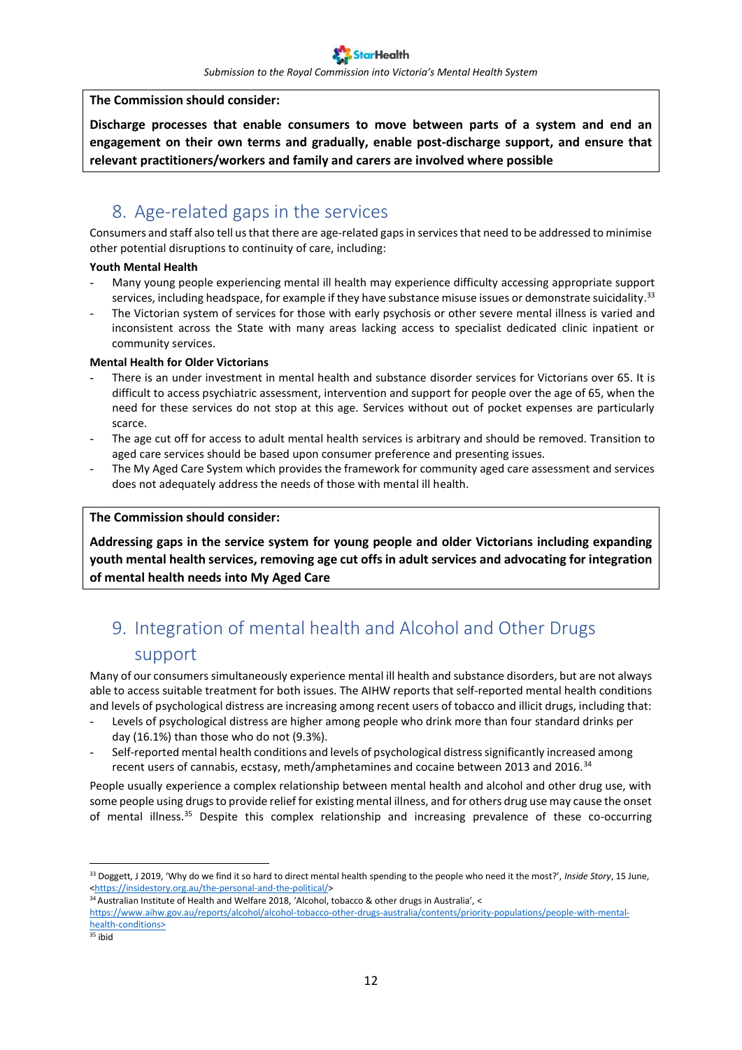**The Commission should consider:**

**Discharge processes that enable consumers to move between parts of a system and end an engagement on their own terms and gradually, enable post-discharge support, and ensure that relevant practitioners/workers and family and carers are involved where possible**

## 8. Age-related gaps in the services

Consumers and staff also tell us that there are age-related gaps in services that need to be addressed to minimise other potential disruptions to continuity of care, including:

**Youth Mental Health**

- Many young people experiencing mental ill health may experience difficulty accessing appropriate support services, including headspace, for example if they have substance misuse issues or demonstrate suicidality.[33]
- The Victorian system of services for those with early psychosis or other severe mental illness is varied and inconsistent across the State with many areas lacking access to specialist dedicated clinic inpatient or community services.

**Mental Health for Older Victorians**

- There is an under investment in mental health and substance disorder services for Victorians over 65. It is difficult to access psychiatric assessment, intervention and support for people over the age of 65, when the need for these services do not stop at this age. Services without out of pocket expenses are particularly scarce.
- The age cut off for access to adult mental health services is arbitrary and should be removed. Transition to aged care services should be based upon consumer preference and presenting issues.
- The My Aged Care System which provides the framework for community aged care assessment and services does not adequately address the needs of those with mental ill health.

**The Commission should consider:**

**Addressing gaps in the service system for young people and older Victorians including expanding youth mental health services, removing age cut offs in adult services and advocating for integration of mental health needs into My Aged Care**

## 9. Integration of mental health and Alcohol and Other Drugs support

Many of our consumers simultaneously experience mental ill health and substance disorders, but are not always able to access suitable treatment for both issues. The AIHW reports that self-reported mental health conditions and levels of psychological distress are increasing among recent users of tobacco and illicit drugs, including that:

- Levels of psychological distress are higher among people who drink more than four standard drinks per day (16.1%) than those who do not (9.3%).
- Self-reported mental health conditions and levels of psychological distress significantly increased among recent users of cannabis, ecstasy, meth/amphetamines and cocaine between 2013 and 2016.[34]

People usually experience a complex relationship between mental health and alcohol and other drug use, with some people using drugs to provide relief for existing mental illness, and for others drug use may cause the onset of mental illness.[35] Despite this complex relationship and increasing prevalence of these co-occurring

---

[33] Doggett, J 2019, 'Why do we find it so hard to direct mental health spending to the people who need it the most?', *Inside Story*, 15 June, <https://insidestory.org.au/the-personal-and-the-political/>

[34] Australian Institute of Health and Welfare 2018, 'Alcohol, tobacco & other drugs in Australia', <https://www.aihw.gov.au/reports/alcohol/alcohol-tobacco-other-drugs-australia/contents/priority-populations/people-with-mental-health-conditions>

[35] ibid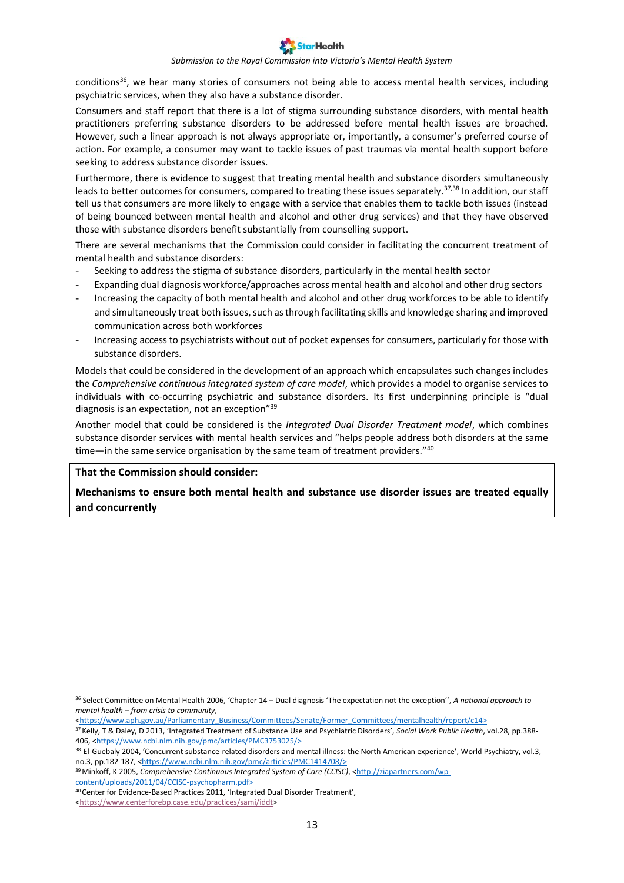conditions[36], we hear many stories of consumers not being able to access mental health services, including psychiatric services, when they also have a substance disorder.

Consumers and staff report that there is a lot of stigma surrounding substance disorders, with mental health practitioners preferring substance disorders to be addressed before mental health issues are broached. However, such a linear approach is not always appropriate or, importantly, a consumer's preferred course of action. For example, a consumer may want to tackle issues of past traumas via mental health support before seeking to address substance disorder issues.

Furthermore, there is evidence to suggest that treating mental health and substance disorders simultaneously leads to better outcomes for consumers, compared to treating these issues separately.[37,38] In addition, our staff tell us that consumers are more likely to engage with a service that enables them to tackle both issues (instead of being bounced between mental health and alcohol and other drug services) and that they have observed those with substance disorders benefit substantially from counselling support.

There are several mechanisms that the Commission could consider in facilitating the concurrent treatment of mental health and substance disorders:

- Seeking to address the stigma of substance disorders, particularly in the mental health sector
- Expanding dual diagnosis workforce/approaches across mental health and alcohol and other drug sectors
- Increasing the capacity of both mental health and alcohol and other drug workforces to be able to identify and simultaneously treat both issues, such as through facilitating skills and knowledge sharing and improved communication across both workforces
- Increasing access to psychiatrists without out of pocket expenses for consumers, particularly for those with substance disorders.

Models that could be considered in the development of an approach which encapsulates such changes includes the *Comprehensive continuous integrated system of care model*, which provides a model to organise services to individuals with co-occurring psychiatric and substance disorders. Its first underpinning principle is "dual diagnosis is an expectation, not an exception"[39]

Another model that could be considered is the *Integrated Dual Disorder Treatment model*, which combines substance disorder services with mental health services and "helps people address both disorders at the same time—in the same service organisation by the same team of treatment providers."[40]

**That the Commission should consider:**

**Mechanisms to ensure both mental health and substance use disorder issues are treated equally and concurrently**

---

[36] Select Committee on Mental Health 2006, 'Chapter 14 – Dual diagnosis 'The expectation not the exception'', *A national approach to mental health – from crisis to community*, <https://www.aph.gov.au/Parliamentary_Business/Committees/Senate/Former_Committees/mentalhealth/report/c14>

[37] Kelly, T & Daley, D 2013, 'Integrated Treatment of Substance Use and Psychiatric Disorders', *Social Work Public Health*, vol.28, pp.388-406, <https://www.ncbi.nlm.nih.gov/pmc/articles/PMC3753025/>

[38] El-Guebaly 2004, 'Concurrent substance-related disorders and mental illness: the North American experience', World Psychiatry, vol.3, no.3, pp.182-187, <https://www.ncbi.nlm.nih.gov/pmc/articles/PMC1414708/>

[39] Minkoff, K 2005, *Comprehensive Continuous Integrated System of Care (CCISC)*, <http://ziapartners.com/wp-content/uploads/2011/04/CCISC-psychopharm.pdf>

[40] Center for Evidence-Based Practices 2011, 'Integrated Dual Disorder Treatment', <https://www.centerforebp.case.edu/practices/sami/iddt>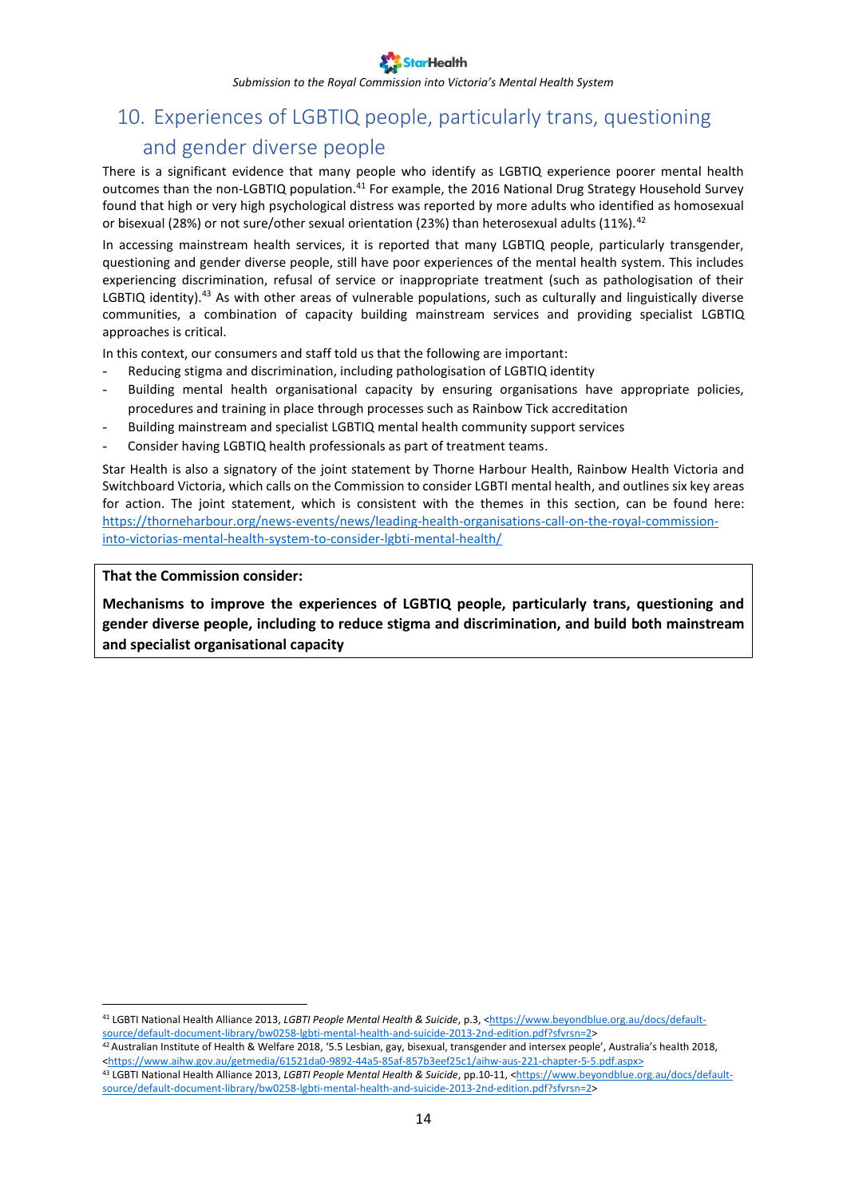## 10. Experiences of LGBTIQ people, particularly trans, questioning and gender diverse people

There is a significant evidence that many people who identify as LGBTIQ experience poorer mental health outcomes than the non-LGBTIQ population.[41] For example, the 2016 National Drug Strategy Household Survey found that high or very high psychological distress was reported by more adults who identified as homosexual or bisexual (28%) or not sure/other sexual orientation (23%) than heterosexual adults (11%).[42]

In accessing mainstream health services, it is reported that many LGBTIQ people, particularly transgender, questioning and gender diverse people, still have poor experiences of the mental health system. This includes experiencing discrimination, refusal of service or inappropriate treatment (such as pathologisation of their LGBTIQ identity).[43] As with other areas of vulnerable populations, such as culturally and linguistically diverse communities, a combination of capacity building mainstream services and providing specialist LGBTIQ approaches is critical.

In this context, our consumers and staff told us that the following are important:

- Reducing stigma and discrimination, including pathologisation of LGBTIQ identity
- Building mental health organisational capacity by ensuring organisations have appropriate policies, procedures and training in place through processes such as Rainbow Tick accreditation
- Building mainstream and specialist LGBTIQ mental health community support services
- Consider having LGBTIQ health professionals as part of treatment teams.

Star Health is also a signatory of the joint statement by Thorne Harbour Health, Rainbow Health Victoria and Switchboard Victoria, which calls on the Commission to consider LGBTI mental health, and outlines six key areas for action. The joint statement, which is consistent with the themes in this section, can be found here: https://thorneharbour.org/news-events/news/leading-health-organisations-call-on-the-royal-commission-into-victorias-mental-health-system-to-consider-lgbti-mental-health/

**That the Commission consider:**

**Mechanisms to improve the experiences of LGBTIQ people, particularly trans, questioning and gender diverse people, including to reduce stigma and discrimination, and build both mainstream and specialist organisational capacity**

---

[41] LGBTI National Health Alliance 2013, *LGBTI People Mental Health & Suicide*, p.3, <https://www.beyondblue.org.au/docs/default-source/default-document-library/bw0258-lgbti-mental-health-and-suicide-2013-2nd-edition.pdf?sfvrsn=2>

[42] Australian Institute of Health & Welfare 2018, '5.5 Lesbian, gay, bisexual, transgender and intersex people', Australia's health 2018, <https://www.aihw.gov.au/getmedia/61521da0-9892-44a5-85af-857b3eef25c1/aihw-aus-221-chapter-5-5.pdf.aspx>

[43] LGBTI National Health Alliance 2013, *LGBTI People Mental Health & Suicide*, pp.10-11, <https://www.beyondblue.org.au/docs/default-source/default-document-library/bw0258-lgbti-mental-health-and-suicide-2013-2nd-edition.pdf?sfvrsn=2>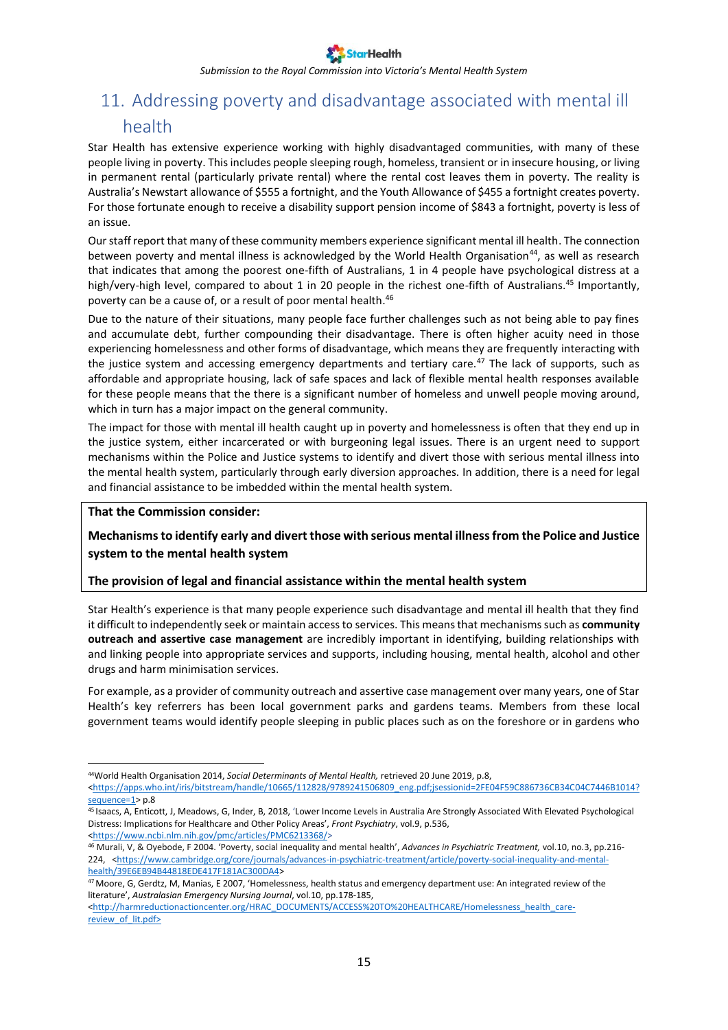## 11. Addressing poverty and disadvantage associated with mental ill health

Star Health has extensive experience working with highly disadvantaged communities, with many of these people living in poverty. This includes people sleeping rough, homeless, transient or in insecure housing, or living in permanent rental (particularly private rental) where the rental cost leaves them in poverty. The reality is Australia's Newstart allowance of $555 a fortnight, and the Youth Allowance of $455 a fortnight creates poverty. For those fortunate enough to receive a disability support pension income of $843 a fortnight, poverty is less of an issue.

Our staff report that many of these community members experience significant mental ill health. The connection between poverty and mental illness is acknowledged by the World Health Organisation[44], as well as research that indicates that among the poorest one-fifth of Australians, 1 in 4 people have psychological distress at a high/very-high level, compared to about 1 in 20 people in the richest one-fifth of Australians.[45] Importantly, poverty can be a cause of, or a result of poor mental health.[46]

Due to the nature of their situations, many people face further challenges such as not being able to pay fines and accumulate debt, further compounding their disadvantage. There is often higher acuity need in those experiencing homelessness and other forms of disadvantage, which means they are frequently interacting with the justice system and accessing emergency departments and tertiary care.[47] The lack of supports, such as affordable and appropriate housing, lack of safe spaces and lack of flexible mental health responses available for these people means that the there is a significant number of homeless and unwell people moving around, which in turn has a major impact on the general community.

The impact for those with mental ill health caught up in poverty and homelessness is often that they end up in the justice system, either incarcerated or with burgeoning legal issues. There is an urgent need to support mechanisms within the Police and Justice systems to identify and divert those with serious mental illness into the mental health system, particularly through early diversion approaches. In addition, there is a need for legal and financial assistance to be imbedded within the mental health system.

**That the Commission consider:**

**Mechanisms to identify early and divert those with serious mental illness from the Police and Justice system to the mental health system**

**The provision of legal and financial assistance within the mental health system**

Star Health's experience is that many people experience such disadvantage and mental ill health that they find it difficult to independently seek or maintain access to services. This means that mechanisms such as **community outreach and assertive case management** are incredibly important in identifying, building relationships with and linking people into appropriate services and supports, including housing, mental health, alcohol and other drugs and harm minimisation services.

For example, as a provider of community outreach and assertive case management over many years, one of Star Health's key referrers has been local government parks and gardens teams. Members from these local government teams would identify people sleeping in public places such as on the foreshore or in gardens who

---

[44] World Health Organisation 2014, *Social Determinants of Mental Health,* retrieved 20 June 2019, p.8, <https://apps.who.int/iris/bitstream/handle/10665/112828/9789241506809_eng.pdf;jsessionid=2FE04F59C886736CB34C04C7446B1014?sequence=1> p.8

[45] Isaacs, A, Enticott, J, Meadows, G, Inder, B, 2018, 'Lower Income Levels in Australia Are Strongly Associated With Elevated Psychological Distress: Implications for Healthcare and Other Policy Areas', *Front Psychiatry*, vol.9, p.536, <https://www.ncbi.nlm.nih.gov/pmc/articles/PMC6213368/>

[46] Murali, V, & Oyebode, F 2004. 'Poverty, social inequality and mental health', *Advances in Psychiatric Treatment,* vol.10, no.3, pp.216-224, <https://www.cambridge.org/core/journals/advances-in-psychiatric-treatment/article/poverty-social-inequality-and-mental-health/39E6EB94B44818EDE417F181AC300DA4>

[47] Moore, G, Gerdtz, M, Manias, E 2007, 'Homelessness, health status and emergency department use: An integrated review of the literature', *Australasian Emergency Nursing Journal*, vol.10, pp.178-185, <http://harmreductionactioncenter.org/HRAC_DOCUMENTS/ACCESS%20TO%20HEALTHCARE/Homelessness_health_care-review_of_lit.pdf>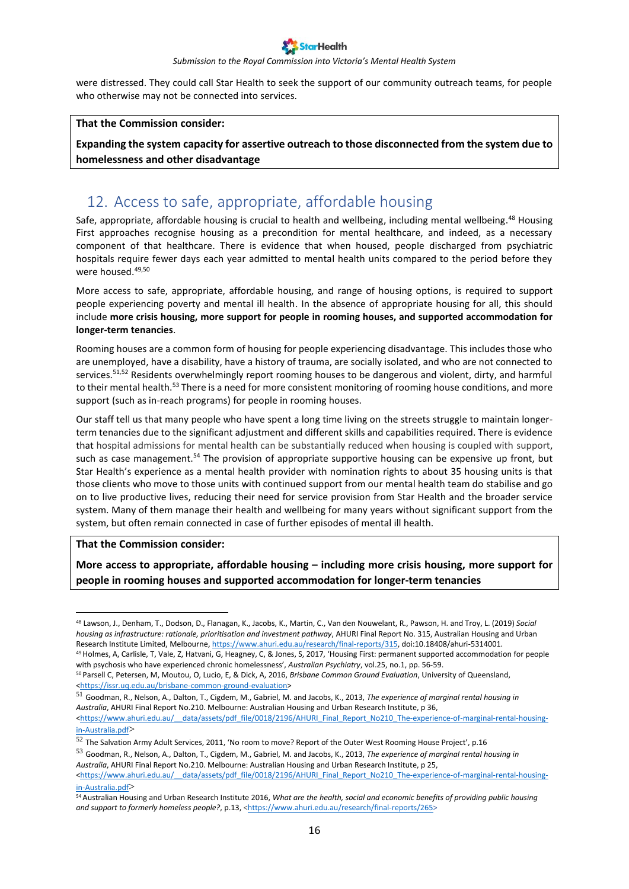were distressed. They could call Star Health to seek the support of our community outreach teams, for people who otherwise may not be connected into services.

> **That the Commission consider:**
>
> **Expanding the system capacity for assertive outreach to those disconnected from the system due to homelessness and other disadvantage**

## 12. Access to safe, appropriate, affordable housing

Safe, appropriate, affordable housing is crucial to health and wellbeing, including mental wellbeing.[48] Housing First approaches recognise housing as a precondition for mental healthcare, and indeed, as a necessary component of that healthcare. There is evidence that when housed, people discharged from psychiatric hospitals require fewer days each year admitted to mental health units compared to the period before they were housed.[49,50]

More access to safe, appropriate, affordable housing, and range of housing options, is required to support people experiencing poverty and mental ill health. In the absence of appropriate housing for all, this should include **more crisis housing, more support for people in rooming houses, and supported accommodation for longer-term tenancies**.

Rooming houses are a common form of housing for people experiencing disadvantage. This includes those who are unemployed, have a disability, have a history of trauma, are socially isolated, and who are not connected to services.[51,52] Residents overwhelmingly report rooming houses to be dangerous and violent, dirty, and harmful to their mental health.[53] There is a need for more consistent monitoring of rooming house conditions, and more support (such as in-reach programs) for people in rooming houses.

Our staff tell us that many people who have spent a long time living on the streets struggle to maintain longer-term tenancies due to the significant adjustment and different skills and capabilities required. There is evidence that hospital admissions for mental health can be substantially reduced when housing is coupled with support, such as case management.[54] The provision of appropriate supportive housing can be expensive up front, but Star Health's experience as a mental health provider with nomination rights to about 35 housing units is that those clients who move to those units with continued support from our mental health team do stabilise and go on to live productive lives, reducing their need for service provision from Star Health and the broader service system. Many of them manage their health and wellbeing for many years without significant support from the system, but often remain connected in case of further episodes of mental ill health.

> **That the Commission consider:**
>
> **More access to appropriate, affordable housing – including more crisis housing, more support for people in rooming houses and supported accommodation for longer-term tenancies**

---

[48] Lawson, J., Denham, T., Dodson, D., Flanagan, K., Jacobs, K., Martin, C., Van den Nouwelant, R., Pawson, H. and Troy, L. (2019) *Social housing as infrastructure: rationale, prioritisation and investment pathway*, AHURI Final Report No. 315, Australian Housing and Urban Research Institute Limited, Melbourne, https://www.ahuri.edu.au/research/final-reports/315, doi:10.18408/ahuri-5314001.

[49] Holmes, A, Carlisle, T, Vale, Z, Hatvani, G, Heagney, C, & Jones, S, 2017, 'Housing First: permanent supported accommodation for people with psychosis who have experienced chronic homelessness', *Australian Psychiatry*, vol.25, no.1, pp. 56-59.

[50] Parsell C, Petersen, M, Moutou, O, Lucio, E, & Dick, A, 2016, *Brisbane Common Ground Evaluation*, University of Queensland, <https://issr.uq.edu.au/brisbane-common-ground-evaluation>

[51] Goodman, R., Nelson, A., Dalton, T., Cigdem, M., Gabriel, M. and Jacobs, K., 2013, *The experience of marginal rental housing in Australia*, AHURI Final Report No.210. Melbourne: Australian Housing and Urban Research Institute, p 36, <https://www.ahuri.edu.au/__data/assets/pdf_file/0018/2196/AHURI_Final_Report_No210_The-experience-of-marginal-rental-housing-in-Australia.pdf>

[52] The Salvation Army Adult Services, 2011, 'No room to move? Report of the Outer West Rooming House Project', p.16

[53] Goodman, R., Nelson, A., Dalton, T., Cigdem, M., Gabriel, M. and Jacobs, K., 2013, *The experience of marginal rental housing in Australia*, AHURI Final Report No.210. Melbourne: Australian Housing and Urban Research Institute, p 25, <https://www.ahuri.edu.au/__data/assets/pdf_file/0018/2196/AHURI_Final_Report_No210_The-experience-of-marginal-rental-housing-in-Australia.pdf>

[54] Australian Housing and Urban Research Institute 2016, *What are the health, social and economic benefits of providing public housing and support to formerly homeless people?*, p.13, <https://www.ahuri.edu.au/research/final-reports/265>